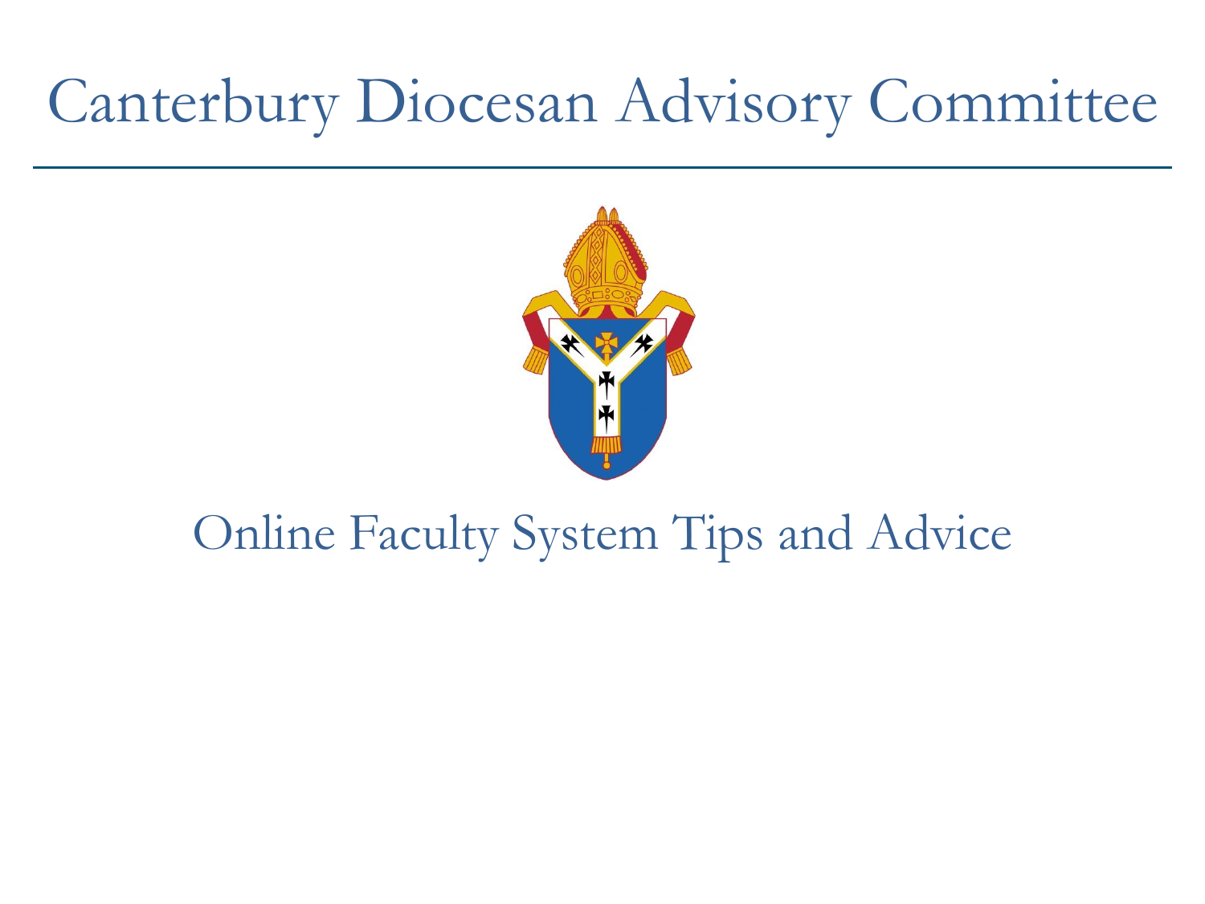# Canterbury Diocesan Advisory Committee

## Online Faculty System Tips and Advice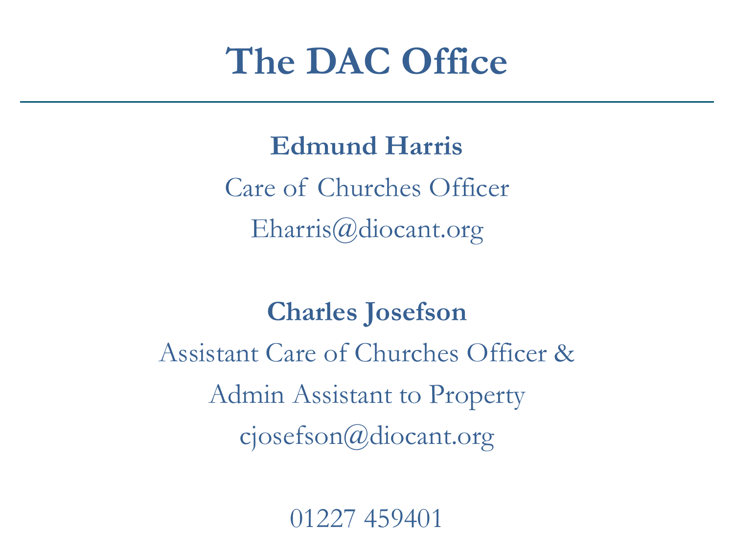# The DAC Office

---

**Edmund Harris**

Care of Churches Officer

Eharris@diocant.org

**Charles Josefson**

Assistant Care of Churches Officer &

Admin Assistant to Property

cjosefson@diocant.org

01227 459401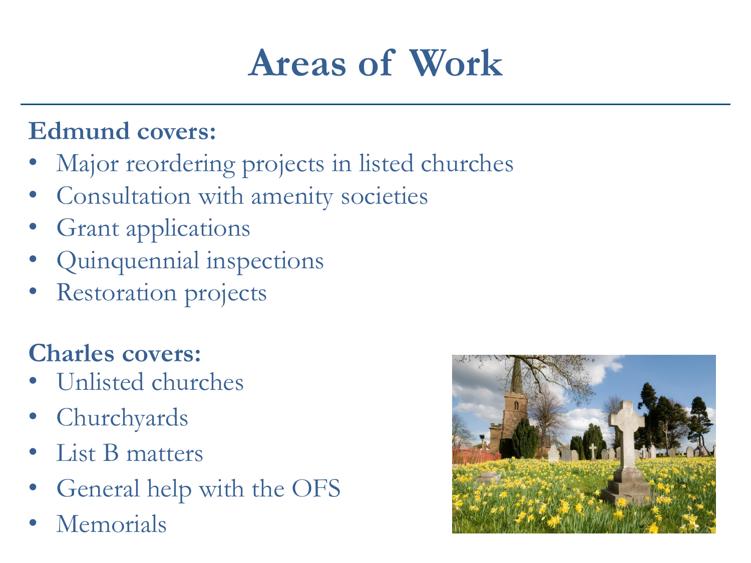# Areas of Work

**Edmund covers:**

- Major reordering projects in listed churches
- Consultation with amenity societies
- Grant applications
- Quinquennial inspections
- Restoration projects

**Charles covers:**

- Unlisted churches
- Churchyards
- List B matters
- General help with the OFS
- Memorials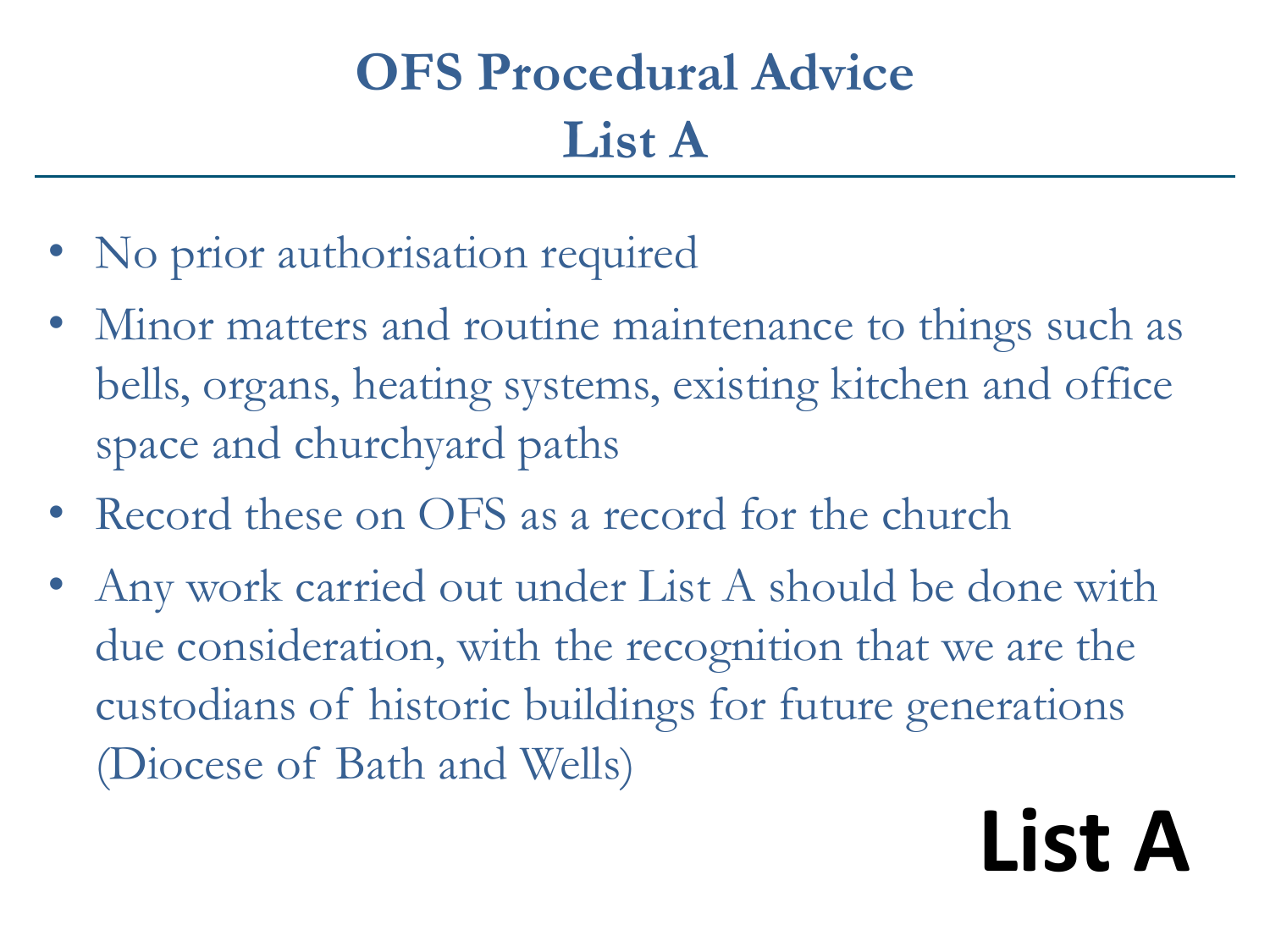# OFS Procedural Advice
# List A

- No prior authorisation required
- Minor matters and routine maintenance to things such as bells, organs, heating systems, existing kitchen and office space and churchyard paths
- Record these on OFS as a record for the church
- Any work carried out under List A should be done with due consideration, with the recognition that we are the custodians of historic buildings for future generations (Diocese of Bath and Wells)

**List A**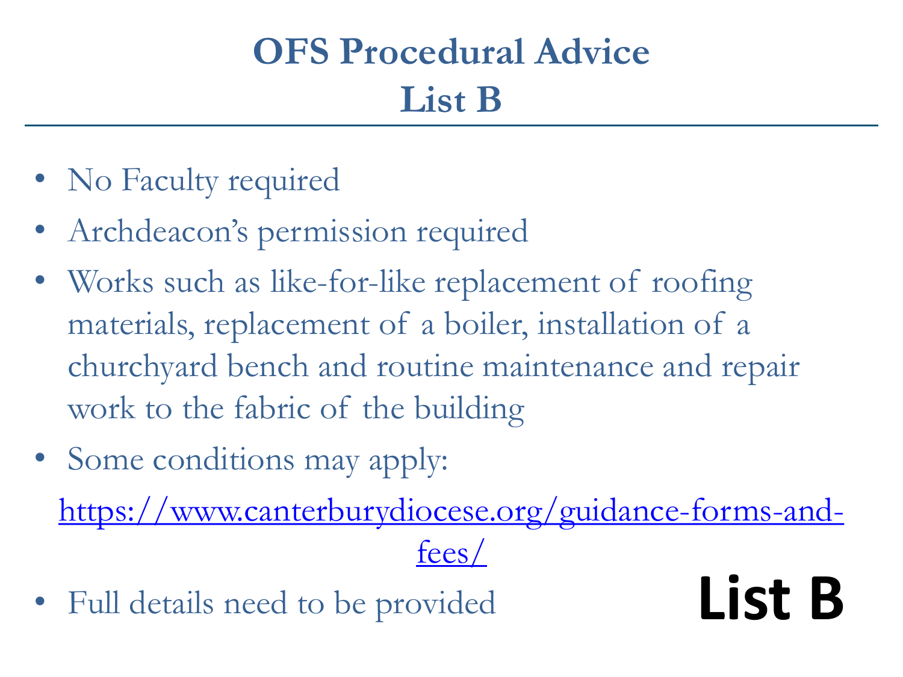# OFS Procedural Advice
# List B

- No Faculty required
- Archdeacon's permission required
- Works such as like-for-like replacement of roofing materials, replacement of a boiler, installation of a churchyard bench and routine maintenance and repair work to the fabric of the building
- Some conditions may apply:

  https://www.canterburydiocese.org/guidance-forms-and-fees/

- Full details need to be provided

**List B**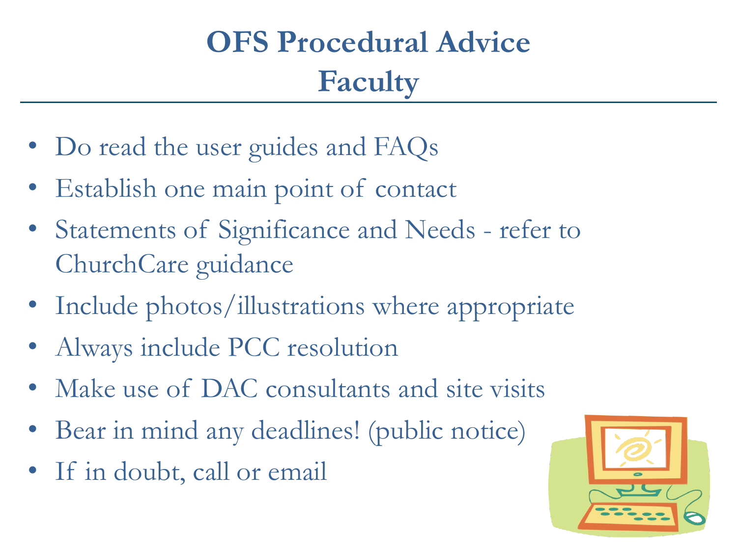# OFS Procedural Advice
# Faculty

- Do read the user guides and FAQs
- Establish one main point of contact
- Statements of Significance and Needs - refer to ChurchCare guidance
- Include photos/illustrations where appropriate
- Always include PCC resolution
- Make use of DAC consultants and site visits
- Bear in mind any deadlines! (public notice)
- If in doubt, call or email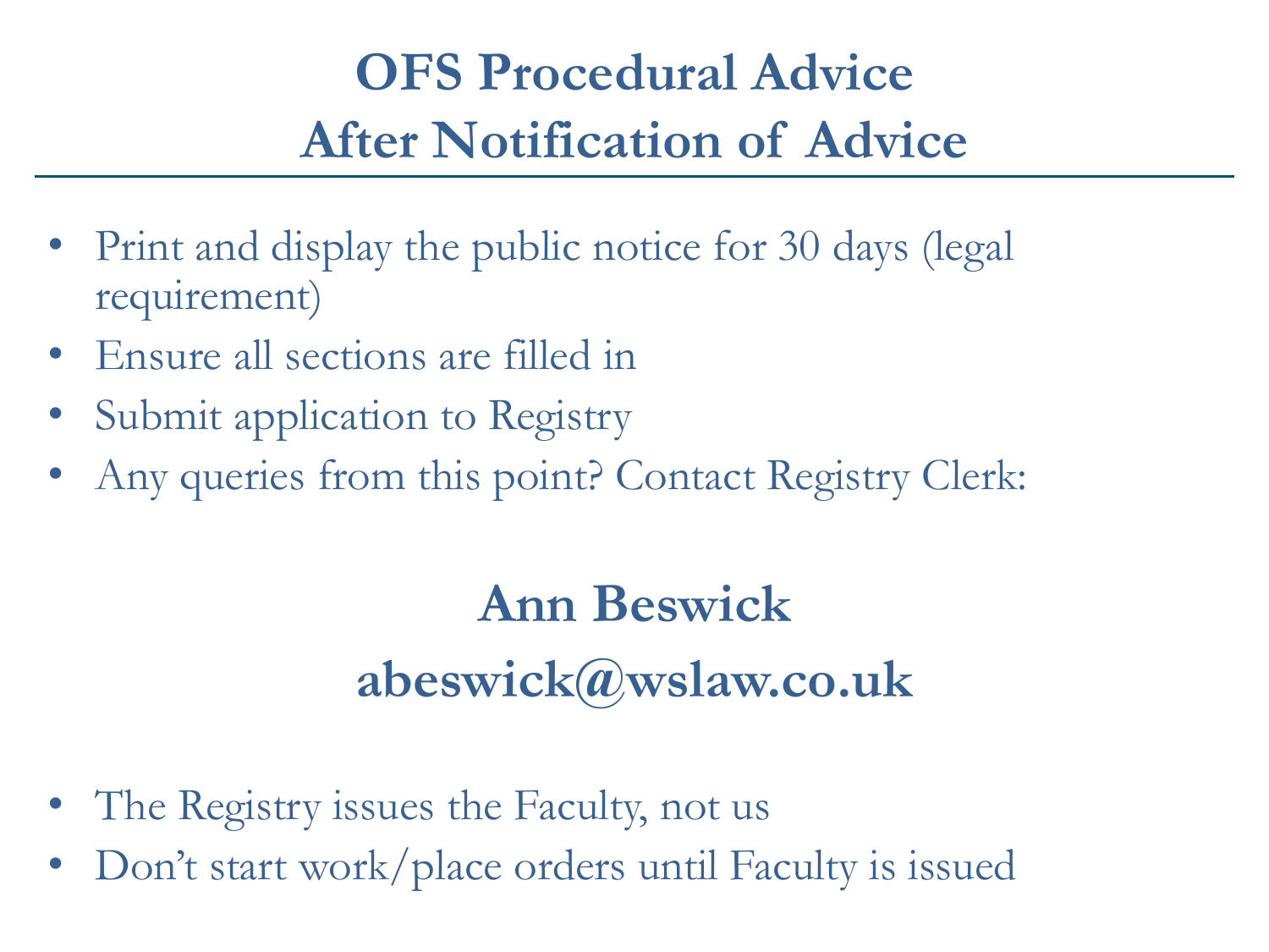# OFS Procedural Advice
# After Notification of Advice

- Print and display the public notice for 30 days (legal requirement)
- Ensure all sections are filled in
- Submit application to Registry
- Any queries from this point? Contact Registry Clerk:

**Ann Beswick**

**abeswick@wslaw.co.uk**

- The Registry issues the Faculty, not us
- Don't start work/place orders until Faculty is issued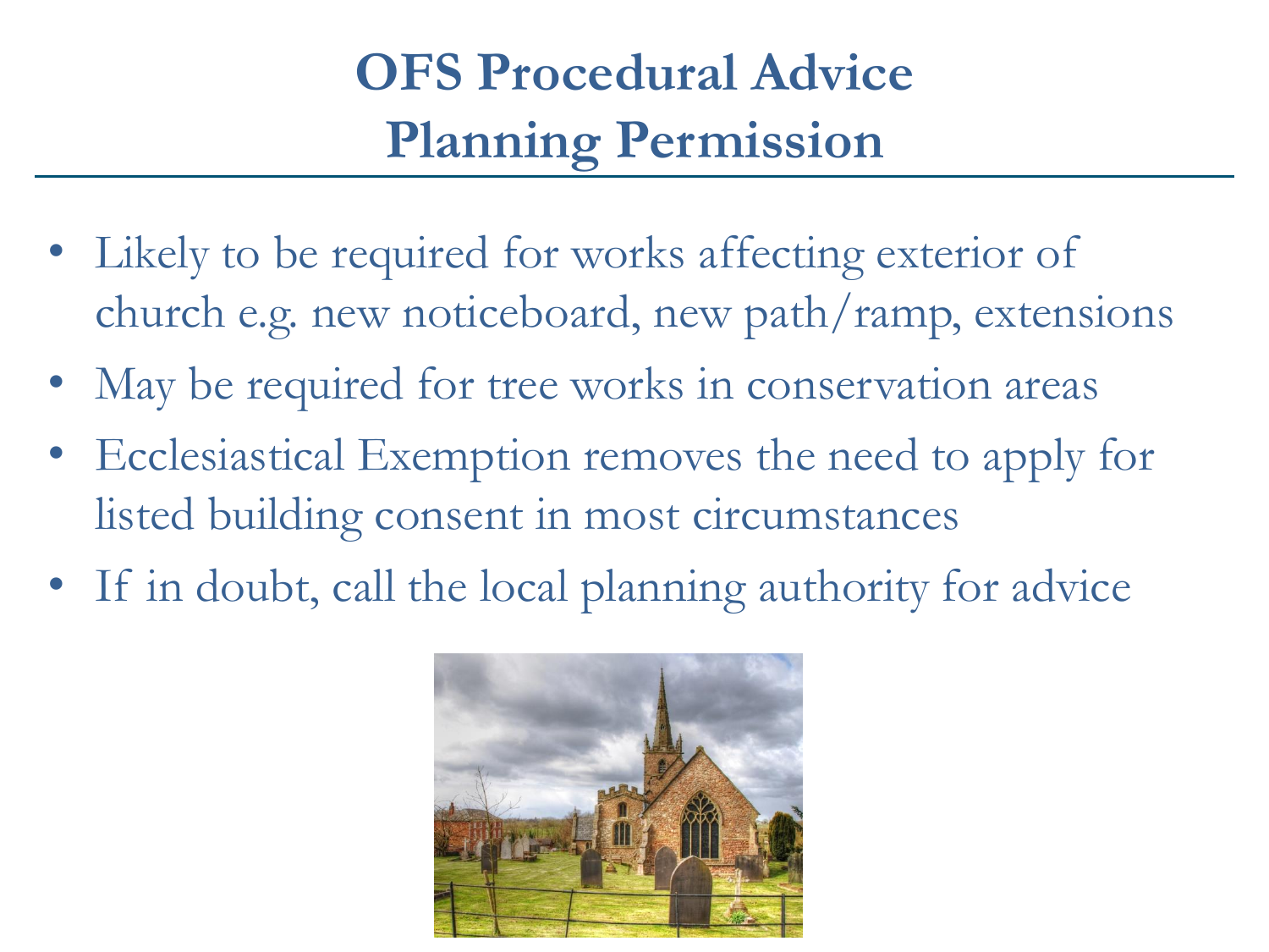# OFS Procedural Advice
# Planning Permission

- Likely to be required for works affecting exterior of church e.g. new noticeboard, new path/ramp, extensions
- May be required for tree works in conservation areas
- Ecclesiastical Exemption removes the need to apply for listed building consent in most circumstances
- If in doubt, call the local planning authority for advice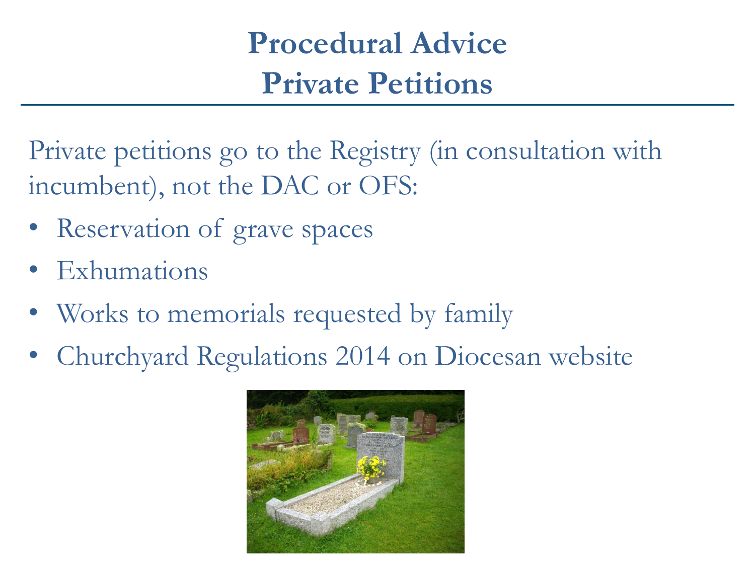# Procedural Advice
# Private Petitions

Private petitions go to the Registry (in consultation with incumbent), not the DAC or OFS:

- Reservation of grave spaces
- Exhumations
- Works to memorials requested by family
- Churchyard Regulations 2014 on Diocesan website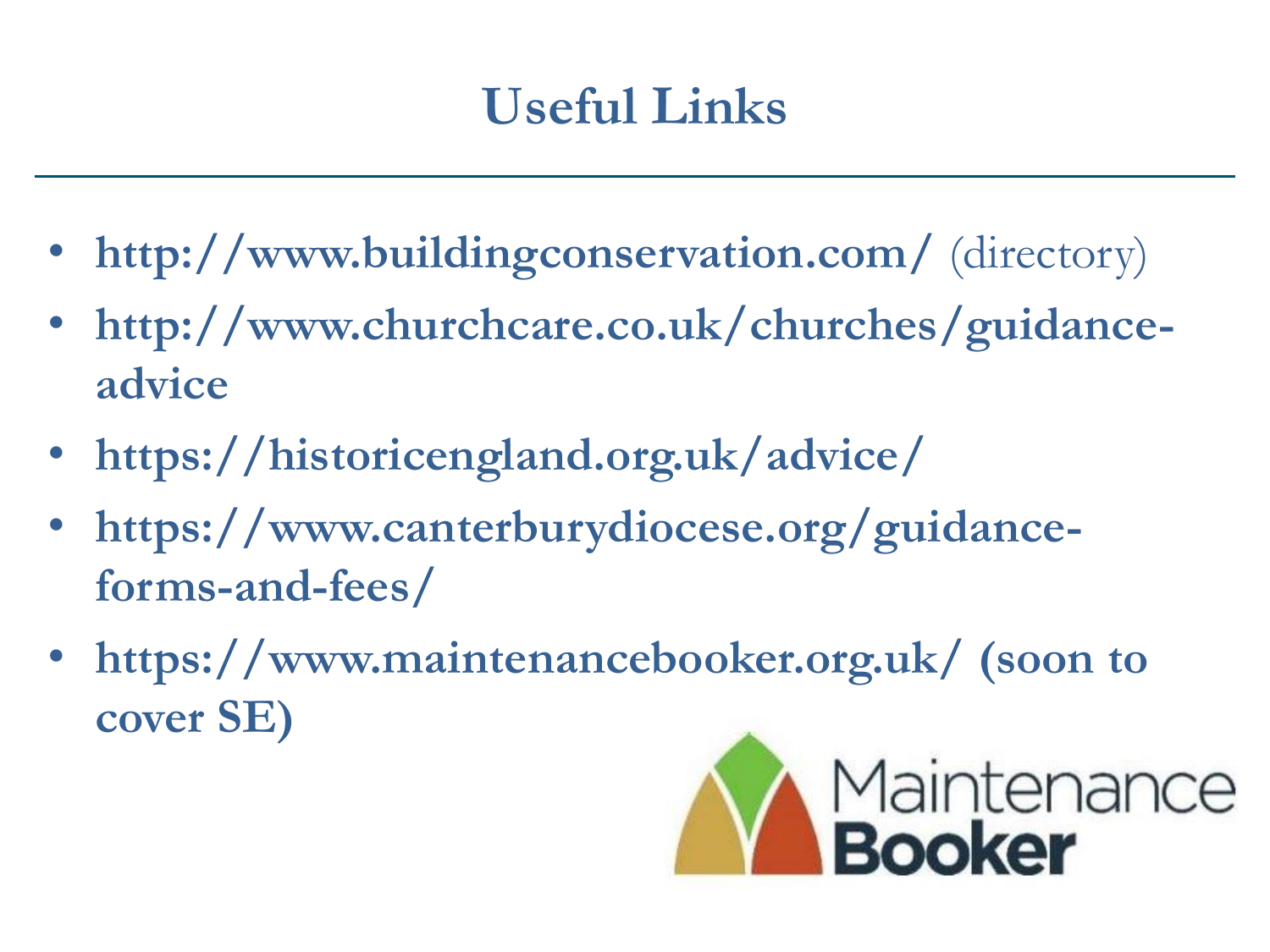# Useful Links

- **http://www.buildingconservation.com/** (directory)
- **http://www.churchcare.co.uk/churches/guidance-advice**
- **https://historicengland.org.uk/advice/**
- **https://www.canterburydiocese.org/guidance-forms-and-fees/**
- **https://www.maintenancebooker.org.uk/ (soon to cover SE)**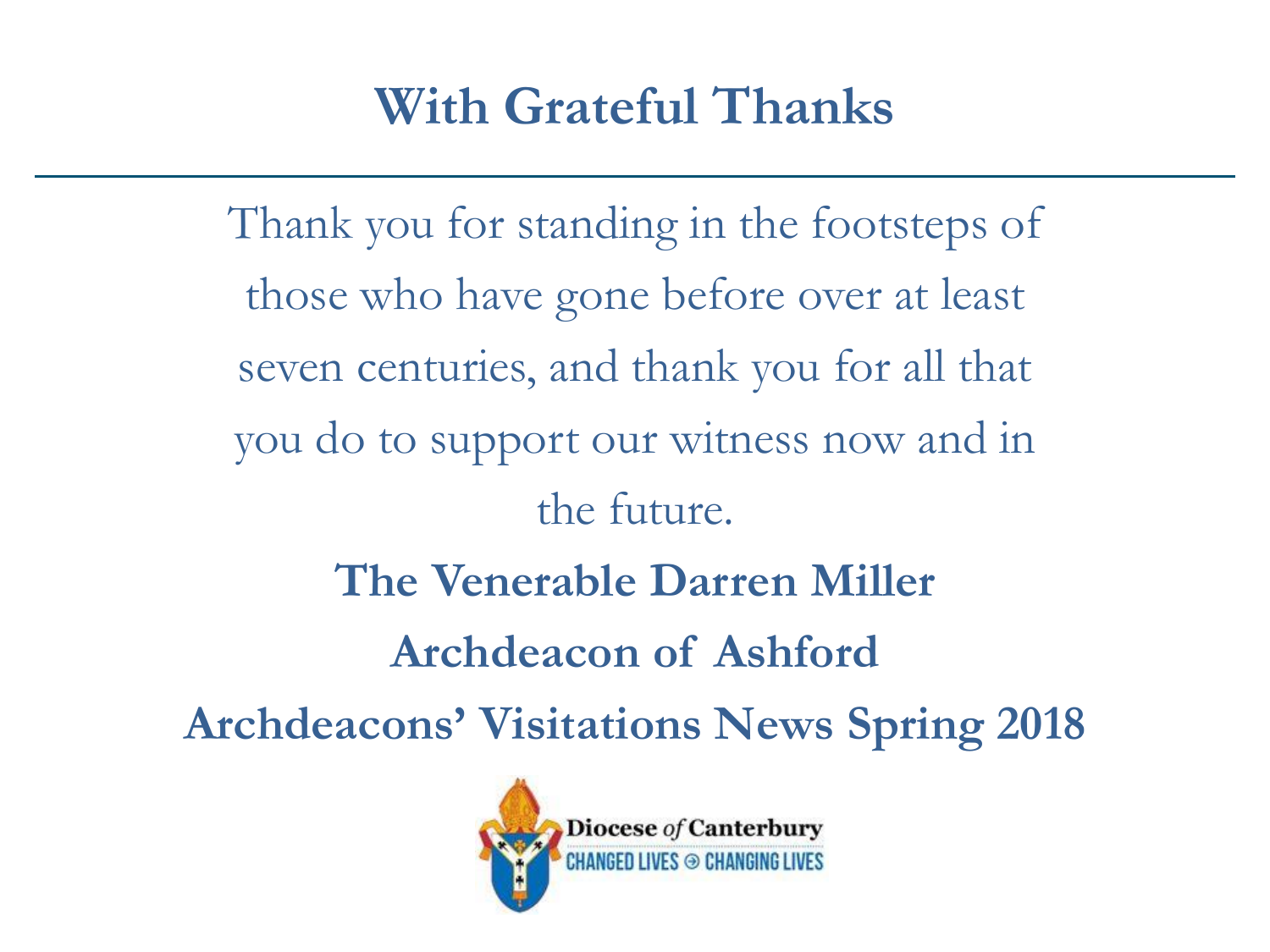# With Grateful Thanks

---

Thank you for standing in the footsteps of those who have gone before over at least seven centuries, and thank you for all that you do to support our witness now and in the future.

**The Venerable Darren Miller**

**Archdeacon of Ashford**

**Archdeacons' Visitations News Spring 2018**

Diocese *of* Canterbury

CHANGED LIVES ⊙ CHANGING LIVES